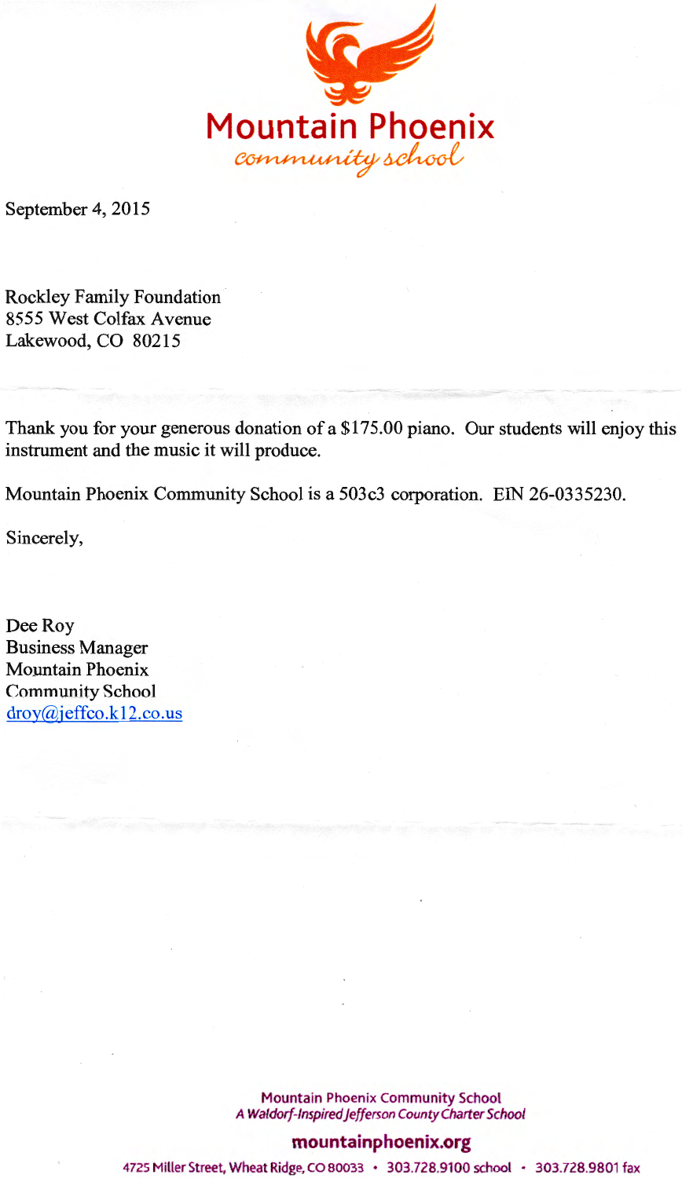# Mountain Phoenix

*community school*

September 4, 2015

Rockley Family Foundation
8555 West Colfax Avenue
Lakewood, CO 80215

Thank you for your generous donation of a $175.00 piano. Our students will enjoy this instrument and the music it will produce.

Mountain Phoenix Community School is a 503c3 corporation. EIN 26-0335230.

Sincerely,

Dee Roy
Business Manager
Mountain Phoenix
Community School
droy@jeffco.k12.co.us

**Mountain Phoenix Community School**
*A Waldorf-Inspired Jefferson County Charter School*

**mountainphoenix.org**

4725 Miller Street, Wheat Ridge, CO 80033 • 303.728.9100 school • 303.728.9801 fax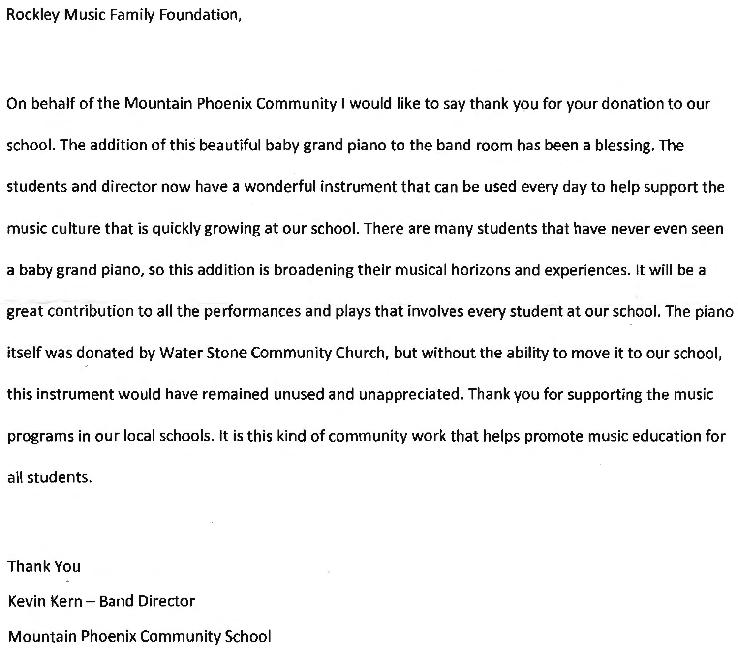Rockley Music Family Foundation,

On behalf of the Mountain Phoenix Community I would like to say thank you for your donation to our school. The addition of this beautiful baby grand piano to the band room has been a blessing. The students and director now have a wonderful instrument that can be used every day to help support the music culture that is quickly growing at our school. There are many students that have never even seen a baby grand piano, so this addition is broadening their musical horizons and experiences. It will be a great contribution to all the performances and plays that involves every student at our school. The piano itself was donated by Water Stone Community Church, but without the ability to move it to our school, this instrument would have remained unused and unappreciated. Thank you for supporting the music programs in our local schools. It is this kind of community work that helps promote music education for all students.

Thank You

Kevin Kern – Band Director

Mountain Phoenix Community School